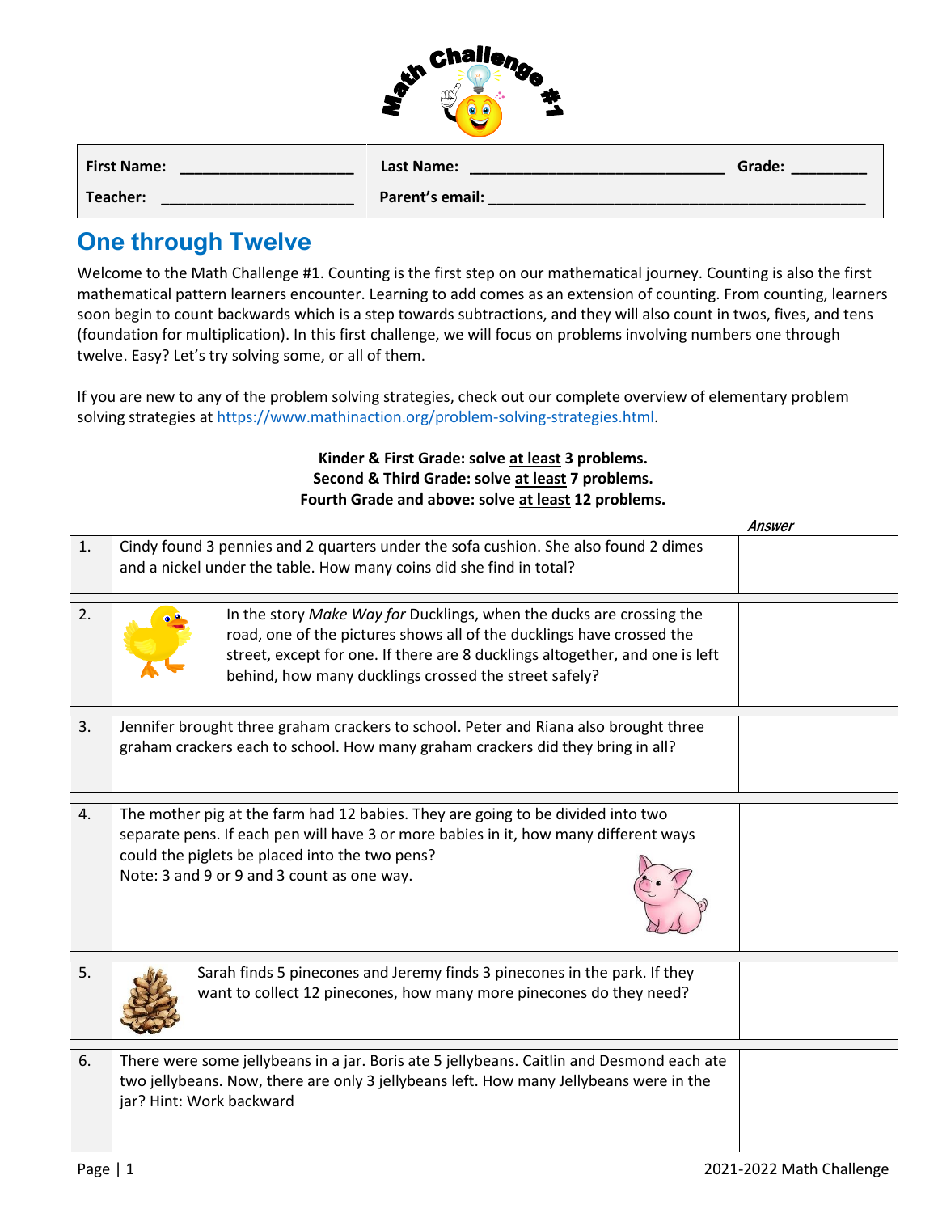# Math Challenge #1

| First Name: ____________________ | Last Name: ______________________________ | Grade: ________ |
|---|---|---|
| Teacher: ______________________ | Parent's email: ____________________________________________ | |

## One through Twelve

Welcome to the Math Challenge #1. Counting is the first step on our mathematical journey. Counting is also the first mathematical pattern learners encounter. Learning to add comes as an extension of counting. From counting, learners soon begin to count backwards which is a step towards subtractions, and they will also count in twos, fives, and tens (foundation for multiplication). In this first challenge, we will focus on problems involving numbers one through twelve. Easy? Let's try solving some, or all of them.

If you are new to any of the problem solving strategies, check out our complete overview of elementary problem solving strategies at https://www.mathinaction.org/problem-solving-strategies.html.

**Kinder & First Grade: solve <u>at least</u> 3 problems.**
**Second & Third Grade: solve <u>at least</u> 7 problems.**
**Fourth Grade and above: solve <u>at least</u> 12 problems.**

| # | Problem | *Answer* |
|---|---|---|
| 1. | Cindy found 3 pennies and 2 quarters under the sofa cushion. She also found 2 dimes and a nickel under the table. How many coins did she find in total? | |
| 2. | In the story *Make Way for* Ducklings, when the ducks are crossing the road, one of the pictures shows all of the ducklings have crossed the street, except for one. If there are 8 ducklings altogether, and one is left behind, how many ducklings crossed the street safely? | |
| 3. | Jennifer brought three graham crackers to school. Peter and Riana also brought three graham crackers each to school. How many graham crackers did they bring in all? | |
| 4. | The mother pig at the farm had 12 babies. They are going to be divided into two separate pens. If each pen will have 3 or more babies in it, how many different ways could the piglets be placed into the two pens? Note: 3 and 9 or 9 and 3 count as one way. | |
| 5. | Sarah finds 5 pinecones and Jeremy finds 3 pinecones in the park. If they want to collect 12 pinecones, how many more pinecones do they need? | |
| 6. | There were some jellybeans in a jar. Boris ate 5 jellybeans. Caitlin and Desmond each ate two jellybeans. Now, there are only 3 jellybeans left. How many Jellybeans were in the jar? Hint: Work backward | |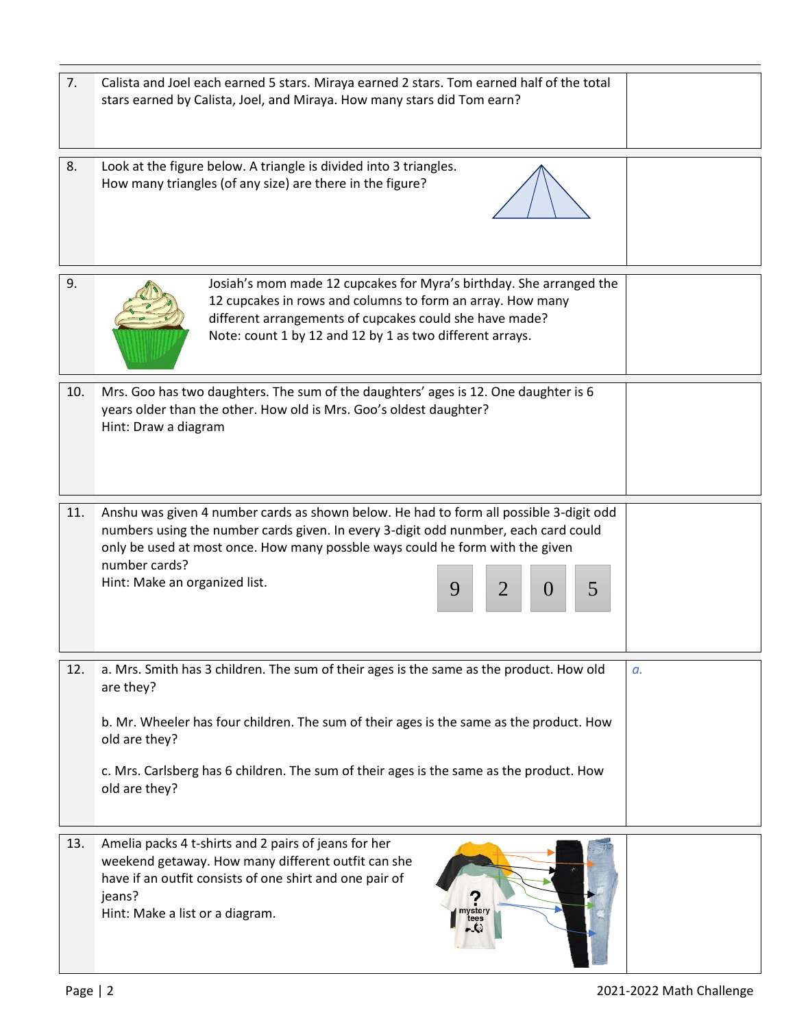| | | |
|---|---|---|
| 7. | Calista and Joel each earned 5 stars. Miraya earned 2 stars. Tom earned half of the total stars earned by Calista, Joel, and Miraya. How many stars did Tom earn? | |
| 8. | Look at the figure below. A triangle is divided into 3 triangles. How many triangles (of any size) are there in the figure? | |
| 9. | Josiah's mom made 12 cupcakes for Myra's birthday. She arranged the 12 cupcakes in rows and columns to form an array. How many different arrangements of cupcakes could she have made? Note: count 1 by 12 and 12 by 1 as two different arrays. | |
| 10. | Mrs. Goo has two daughters. The sum of the daughters' ages is 12. One daughter is 6 years older than the other. How old is Mrs. Goo's oldest daughter? Hint: Draw a diagram | |
| 11. | Anshu was given 4 number cards as shown below. He had to form all possible 3-digit odd numbers using the number cards given. In every 3-digit odd nunmber, each card could only be used at most once. How many possble ways could he form with the given number cards? Hint: Make an organized list. 9 2 0 5 | |
| 12. | a. Mrs. Smith has 3 children. The sum of their ages is the same as the product. How old are they?<br><br>b. Mr. Wheeler has four children. The sum of their ages is the same as the product. How old are they?<br><br>c. Mrs. Carlsberg has 6 children. The sum of their ages is the same as the product. How old are they? | *a.* |
| 13. | Amelia packs 4 t-shirts and 2 pairs of jeans for her weekend getaway. How many different outfit can she have if an outfit consists of one shirt and one pair of jeans? Hint: Make a list or a diagram. | |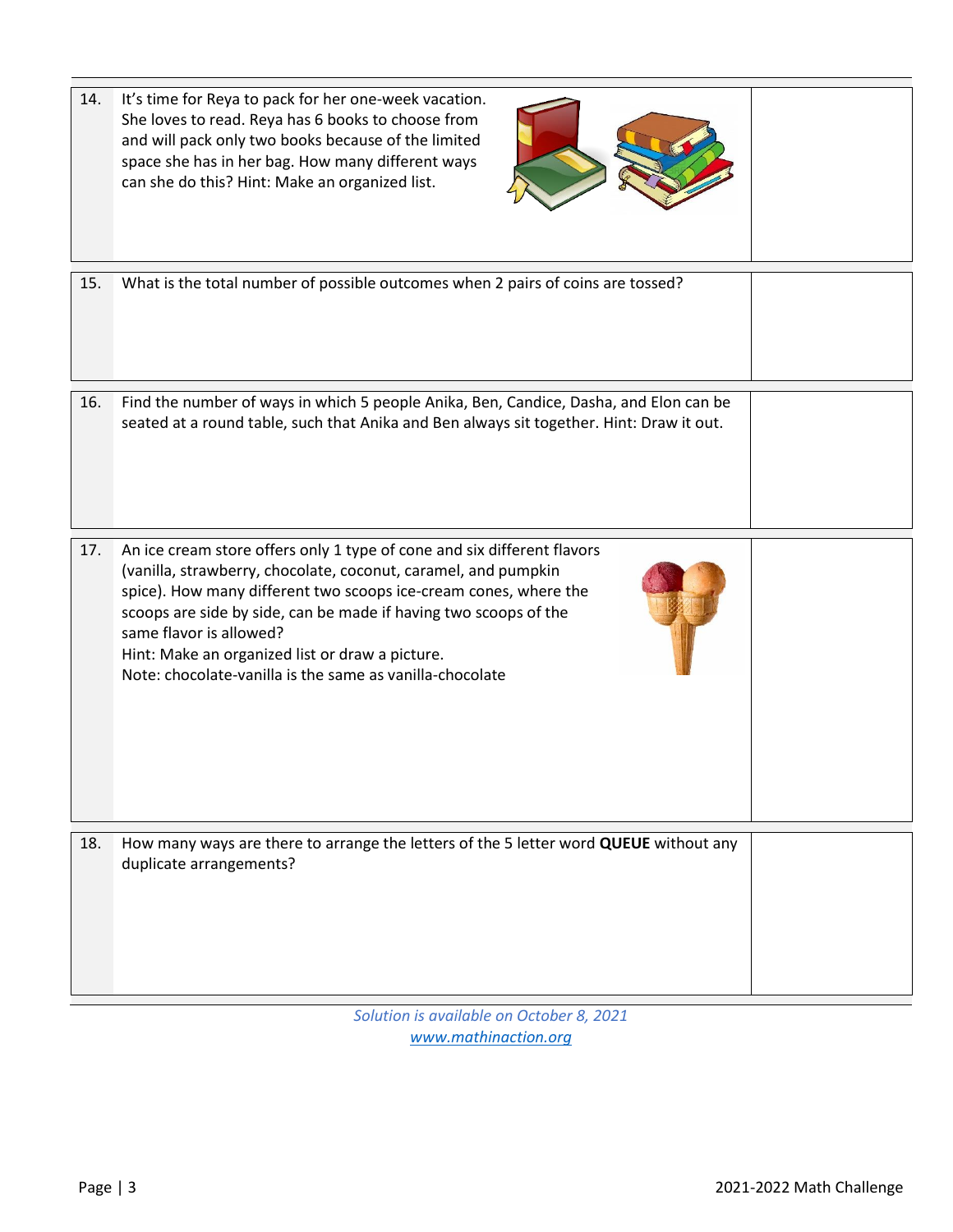| | | |
|---|---|---|
| 14. | It's time for Reya to pack for her one-week vacation. She loves to read. Reya has 6 books to choose from and will pack only two books because of the limited space she has in her bag. How many different ways can she do this? Hint: Make an organized list. | |
| 15. | What is the total number of possible outcomes when 2 pairs of coins are tossed? | |
| 16. | Find the number of ways in which 5 people Anika, Ben, Candice, Dasha, and Elon can be seated at a round table, such that Anika and Ben always sit together. Hint: Draw it out. | |
| 17. | An ice cream store offers only 1 type of cone and six different flavors (vanilla, strawberry, chocolate, coconut, caramel, and pumpkin spice). How many different two scoops ice-cream cones, where the scoops are side by side, can be made if having two scoops of the same flavor is allowed? Hint: Make an organized list or draw a picture. Note: chocolate-vanilla is the same as vanilla-chocolate | |
| 18. | How many ways are there to arrange the letters of the 5 letter word **QUEUE** without any duplicate arrangements? | |

*Solution is available on October 8, 2021*
*www.mathinaction.org*